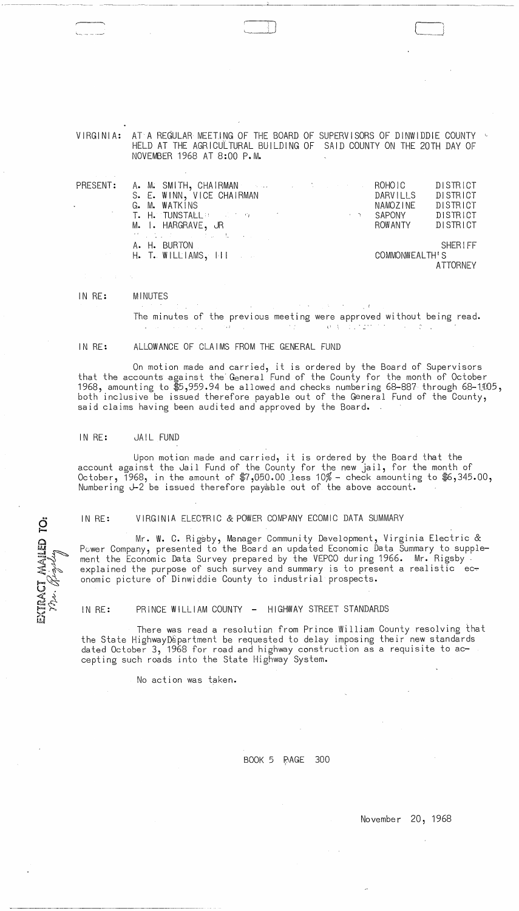VIRGINIA: AT A REGULAR MEETING OF THE BOARD OF SUPERVISORS OF DINWIDDIE COUNTY HELD AT THE AGRICULTURAL BUILDING OF SAID COUNTY ON THE 20TH DAY OF NOVEMBER 1968 AT 8:00 P.M.

| PRESENT: | | |
|---|---|---|
| | A. M. SMITH, CHAIRMAN | ROHOIC DISTRICT |
| | S. E. WINN, VICE CHAIRMAN | DARVILLS DISTRICT |
| | G. M. WATKINS | NAMOZINE DISTRICT |
| | T. H. TUNSTALL | SAPONY DISTRICT |
| | M. I. HARGRAVE, JR | ROWANTY DISTRICT |
| | A. H. BURTON | SHERIFF |
| | H. T. WILLIAMS, III | COMMONWEALTH'S ATTORNEY |

IN RE: MINUTES

The minutes of the previous meeting were approved without being read.

IN RE: ALLOWANCE OF CLAIMS FROM THE GENERAL FUND

On motion made and carried, it is ordered by the Board of Supervisors that the accounts against the General Fund of the County for the month of October 1968, amounting to $5,959.94 be allowed and checks numbering 68-887 through 68-1105, both inclusive be issued therefore payable out of the General Fund of the County, said claims having been audited and approved by the Board.

IN RE: JAIL FUND

Upon motion made and carried, it is ordered by the Board that the account against the Jail Fund of the County for the new jail, for the month of October, 1968, in the amount of $7,050.00 less 10% - check amounting to $6,345.00, Numbering J-2 be issued therefore payable out of the above account.

IN RE: VIRGINIA ELECTRIC & POWER COMPANY ECOMIC DATA SUMMARY

EXTRACT MAILED TO: Mr. Rigsby

Mr. W. C. Rigsby, Manager Community Development, Virginia Electric & Power Company, presented to the Board an updated Economic Data Summary to supplement the Economic Data Survey prepared by the VEPCO during 1966. Mr. Rigsby explained the purpose of such survey and summary is to present a realistic economic picture of Dinwiddie County to industrial prospects.

IN RE: PRINCE WILLIAM COUNTY - HIGHWAY STREET STANDARDS

There was read a resolution from Prince William County resolving that the State Highway Department be requested to delay imposing their new standards dated October 3, 1968 for road and highway construction as a requisite to accepting such roads into the State Highway System.

No action was taken.

BOOK 5 PAGE 300

November 20, 1968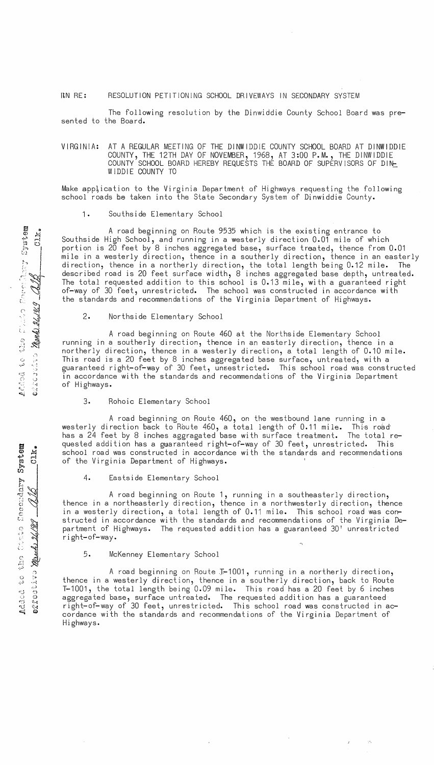IN RE: RESOLUTION PETITIONING SCHOOL DRIVEWAYS IN SECONDARY SYSTEM

The following resolution by the Dinwiddie County School Board was presented to the Board.

VIRGINIA: AT A REGULAR MEETING OF THE DINWIDDIE COUNTY SCHOOL BOARD AT DINWIDDIE COUNTY, THE 12TH DAY OF NOVEMBER, 1968, AT 3:00 P.M., THE DINWIDDIE COUNTY SCHOOL BOARD HEREBY REQUESTS THE BOARD OF SUPERVISORS OF DINWIDDIE COUNTY TO

Make application to the Virginia Department of Highways requesting the following school roads be taken into the State Secondary System of Dinwiddie County.

1. Southside Elementary School

A road beginning on Route 9535 which is the existing entrance to Southside High School, and running in a westerly direction 0.01 mile of which portion is 20 feet by 8 inches aggregated base, surface treated, thence from 0.01 mile in a westerly direction, thence in a southerly direction, thence in an easterly direction, thence in a northerly direction, the total length being 0.12 mile. The described road is 20 feet surface width, 8 inches aggregated base depth, untreated. The total requested addition to this school is 0.13 mile, with a guaranteed right of-way of 30 feet, unrestricted. The school was constructed in accordance with the standards and recommendations of the Virginia Department of Highways.

Added to the State Secondary System effective March 26, 1969 ___ Clk.

2. Northside Elementary School

A road beginning on Route 460 at the Northside Elementary School running in a southerly direction, thence in an easterly direction, thence in a northerly direction, thence in a westerly direction, a total length of 0.10 mile. This road is a 20 feet by 8 inches aggregated base surface, untreated, with a guaranteed right-of-way of 30 feet, unrestricted. This school road was constructed in accordance with the standards and recommendations of the Virginia Department of Highways.

3. Rohoic Elementary School

A road beginning on Route 460, on the westbound lane running in a westerly direction back to Route 460, a total length of 0.11 mile. This road has a 24 feet by 8 inches aggragated base with surface treatment. The total requested addition has a guaranteed right-of-way of 30 feet, unrestricted. This school road was constructed in accordance with the standards and recommendations of the Virginia Department of Highways.

Added to the State Secondary System effective March 26, 1969 ___ Clk.

4. Eastside Elementary School

A road beginning on Route 1, running in a southeasterly direction, thence in a northeasterly direction, thence in a northwesterly direction, thence in a westerly direction, a total length of 0.11 mile. This school road was constructed in accordance with the standards and recommendations of the Virginia Department of Highways. The requested addition has a guaranteed 30' unrestricted right-of-way.

5. McKenney Elementary School

A road beginning on Route T-1001, running in a northerly direction, thence in a westerly direction, thence in a southerly direction, back to Route T-1001, the total length being 0.09 mile. This road has a 20 feet by 6 inches aggregated base, surface untreated. The requested addition has a guaranteed right-of-way of 30 feet, unrestricted. This school road was constructed in accordance with the standards and recommendations of the Virginia Department of Highways.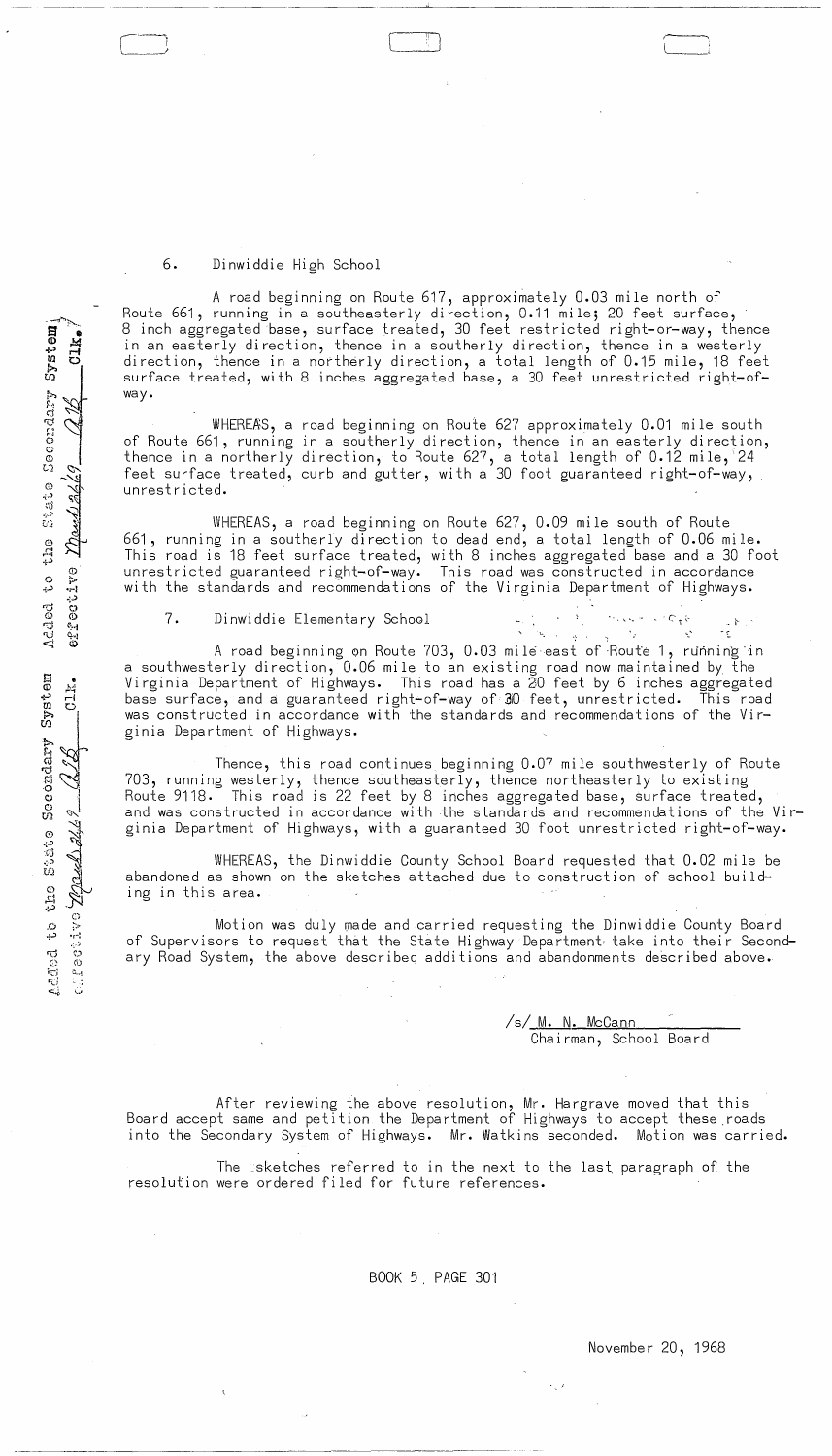6. Dinwiddie High School

A road beginning on Route 617, approximately 0.03 mile north of Route 661, running in a southeasterly direction, 0.11 mile; 20 feet surface, 8 inch aggregated base, surface treated, 30 feet restricted right-or-way, thence in an easterly direction, thence in a northerly direction, thence in a westerly direction, thence in a northerly direction, a total length of 0.15 mile, 18 feet surface treated, with 8 inches aggregated base, a 30 feet unrestricted right-of-way.

WHEREAS, a road beginning on Route 627 approximately 0.01 mile south of Route 661, running in a southerly direction, thence in an easterly direction, thence in a northerly direction, to Route 627, a total length of 0.12 mile, 24 feet surface treated, curb and gutter, with a 30 foot guaranteed right-of-way, unrestricted.

WHEREAS, a road beginning on Route 627, 0.09 mile south of Route 661, running in a southerly direction to dead end, a total length of 0.06 mile. This road is 18 feet surface treated, with 8 inches aggregated base and a 30 foot unrestricted guaranteed right-of-way. This road was constructed in accordance with the standards and recommendations of the Virginia Department of Highways.

7. Dinwiddie Elementary School

A road beginning on Route 703, 0.03 mile east of Route 1, running in a southwesterly direction, 0.06 mile to an existing road now maintained by the Virginia Department of Highways. This road has a 20 feet by 6 inches aggregated base surface, and a guaranteed right-of-way of 30 feet, unrestricted. This road was constructed in accordance with the standards and recommendations of the Virginia Department of Highways.

Thence, this road continues beginning 0.07 mile southwesterly of Route 703, running westerly, thence southeasterly, thence northeasterly to existing Route 9118. This road is 22 feet by 8 inches aggregated base, surface treated, and was constructed in accordance with the standards and recommendations of the Virginia Department of Highways, with a guaranteed 30 foot unrestricted right-of-way.

WHEREAS, the Dinwiddie County School Board requested that 0.02 mile be abandoned as shown on the sketches attached due to construction of school building in this area.

Motion was duly made and carried requesting the Dinwiddie County Board of Supervisors to request that the State Highway Department take into their Secondary Road System, the above described additions and abandonments described above.

/s/ M. N. McCann
Chairman, School Board

After reviewing the above resolution, Mr. Hargrave moved that this Board accept same and petition the Department of Highways to accept these roads into the Secondary System of Highways. Mr. Watkins seconded. Motion was carried.

The sketches referred to in the next to the last paragraph of the resolution were ordered filed for future references.

Added to the State Secondary System effective March 26, 1969 Clk.

Added to the State Secondary System effective April 24, 1969 Clk.

BOOK 5 PAGE 301

November 20, 1968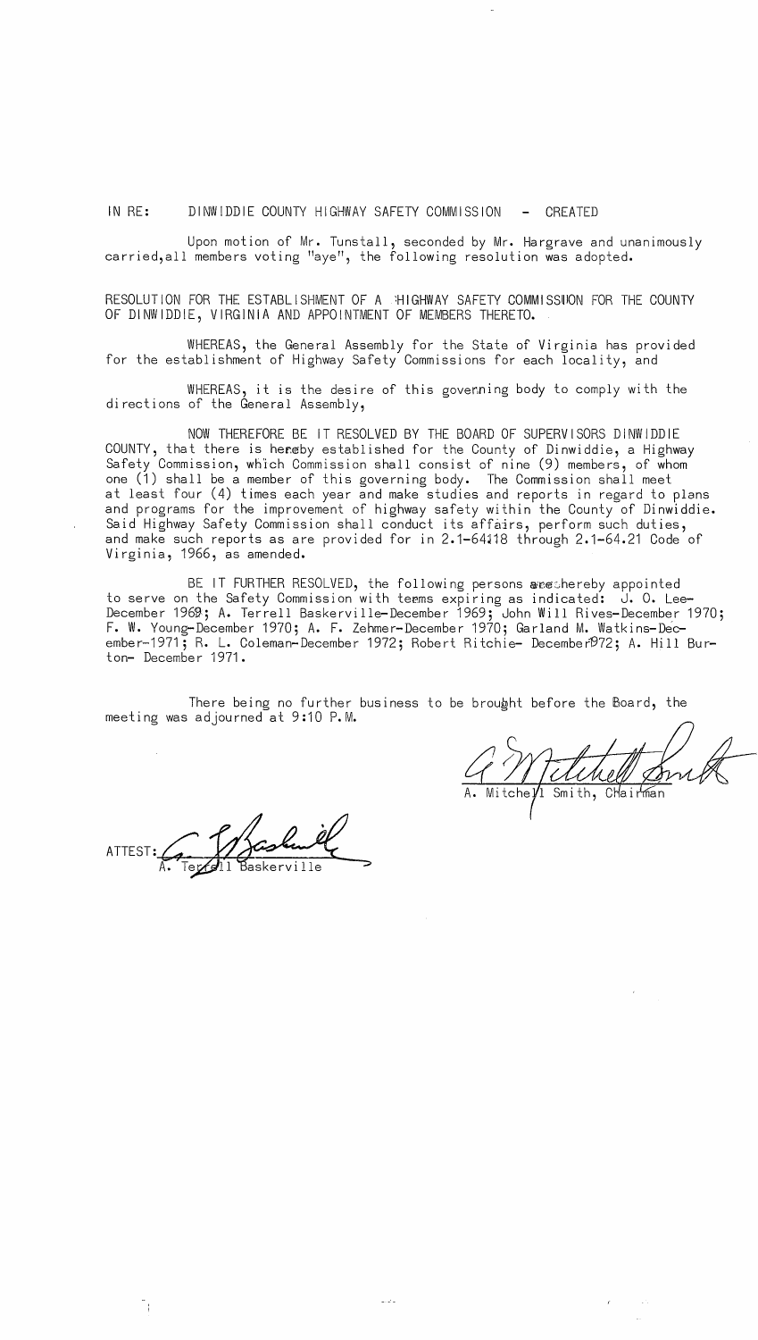IN RE: DINWIDDIE COUNTY HIGHWAY SAFETY COMMISSION - CREATED

Upon motion of Mr. Tunstall, seconded by Mr. Hargrave and unanimously carried, all members voting "aye", the following resolution was adopted.

RESOLUTION FOR THE ESTABLISHMENT OF A HIGHWAY SAFETY COMMISSION FOR THE COUNTY OF DINWIDDIE, VIRGINIA AND APPOINTMENT OF MEMBERS THERETO.

WHEREAS, the General Assembly for the State of Virginia has provided for the establishment of Highway Safety Commissions for each locality, and

WHEREAS, it is the desire of this governing body to comply with the directions of the General Assembly,

NOW THEREFORE BE IT RESOLVED BY THE BOARD OF SUPERVISORS DINWIDDIE COUNTY, that there is hereby established for the County of Dinwiddie, a Highway Safety Commission, which Commission shall consist of nine (9) members, of whom one (1) shall be a member of this governing body. The Commission shall meet at least four (4) times each year and make studies and reports in regard to plans and programs for the improvement of highway safety within the County of Dinwiddie. Said Highway Safety Commission shall conduct its affairs, perform such duties, and make such reports as are provided for in 2.1-64.18 through 2.1-64.21 Code of Virginia, 1966, as amended.

BE IT FURTHER RESOLVED, the following persons are hereby appointed to serve on the Safety Commission with terms expiring as indicated: J. O. Lee-December 1969; A. Terrell Baskerville-December 1969; John Will Rives-December 1970; F. W. Young-December 1970; A. F. Zehmer-December 1970; Garland M. Watkins-December-1971; R. L. Coleman-December 1972; Robert Ritchie- December 1972; A. Hill Burton- December 1971.

There being no further business to be brought before the Board, the meeting was adjourned at 9:10 P.M.

A. Mitchell Smith, Chairman

ATTEST: A. Terrell Baskerville